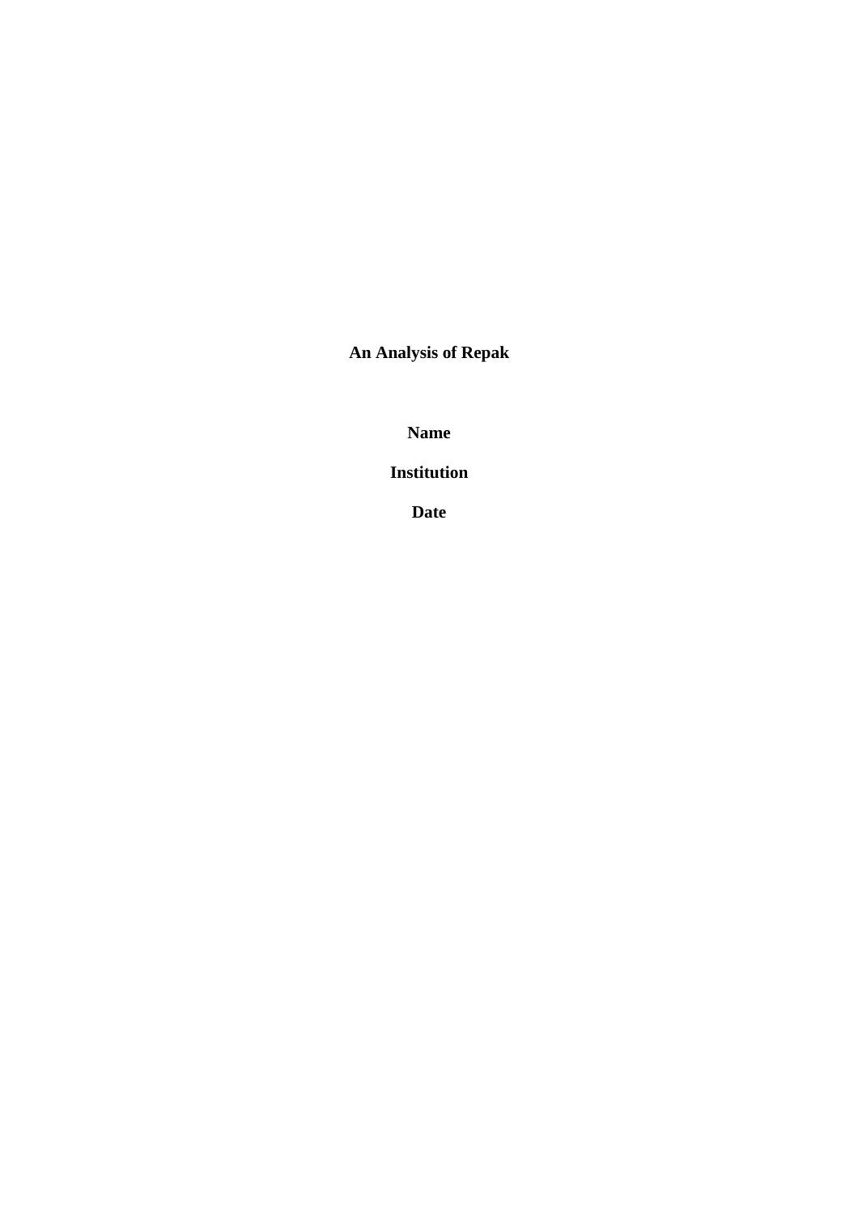**An Analysis of Repak**

**Name**

**Institution**

**Date**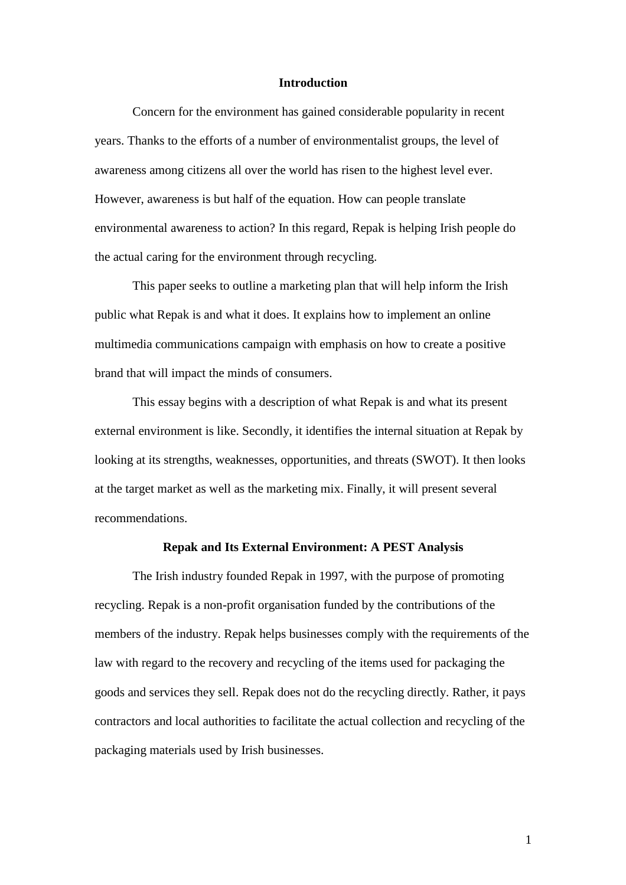## Introduction

Concern for the environment has gained considerable popularity in recent years. Thanks to the efforts of a number of environmentalist groups, the level of awareness among citizens all over the world has risen to the highest level ever. However, awareness is but half of the equation. How can people translate environmental awareness to action? In this regard, Repak is helping Irish people do the actual caring for the environment through recycling.

This paper seeks to outline a marketing plan that will help inform the Irish public what Repak is and what it does. It explains how to implement an online multimedia communications campaign with emphasis on how to create a positive brand that will impact the minds of consumers.

This essay begins with a description of what Repak is and what its present external environment is like. Secondly, it identifies the internal situation at Repak by looking at its strengths, weaknesses, opportunities, and threats (SWOT). It then looks at the target market as well as the marketing mix. Finally, it will present several recommendations.

## Repak and Its External Environment: A PEST Analysis

The Irish industry founded Repak in 1997, with the purpose of promoting recycling. Repak is a non-profit organisation funded by the contributions of the members of the industry. Repak helps businesses comply with the requirements of the law with regard to the recovery and recycling of the items used for packaging the goods and services they sell. Repak does not do the recycling directly. Rather, it pays contractors and local authorities to facilitate the actual collection and recycling of the packaging materials used by Irish businesses.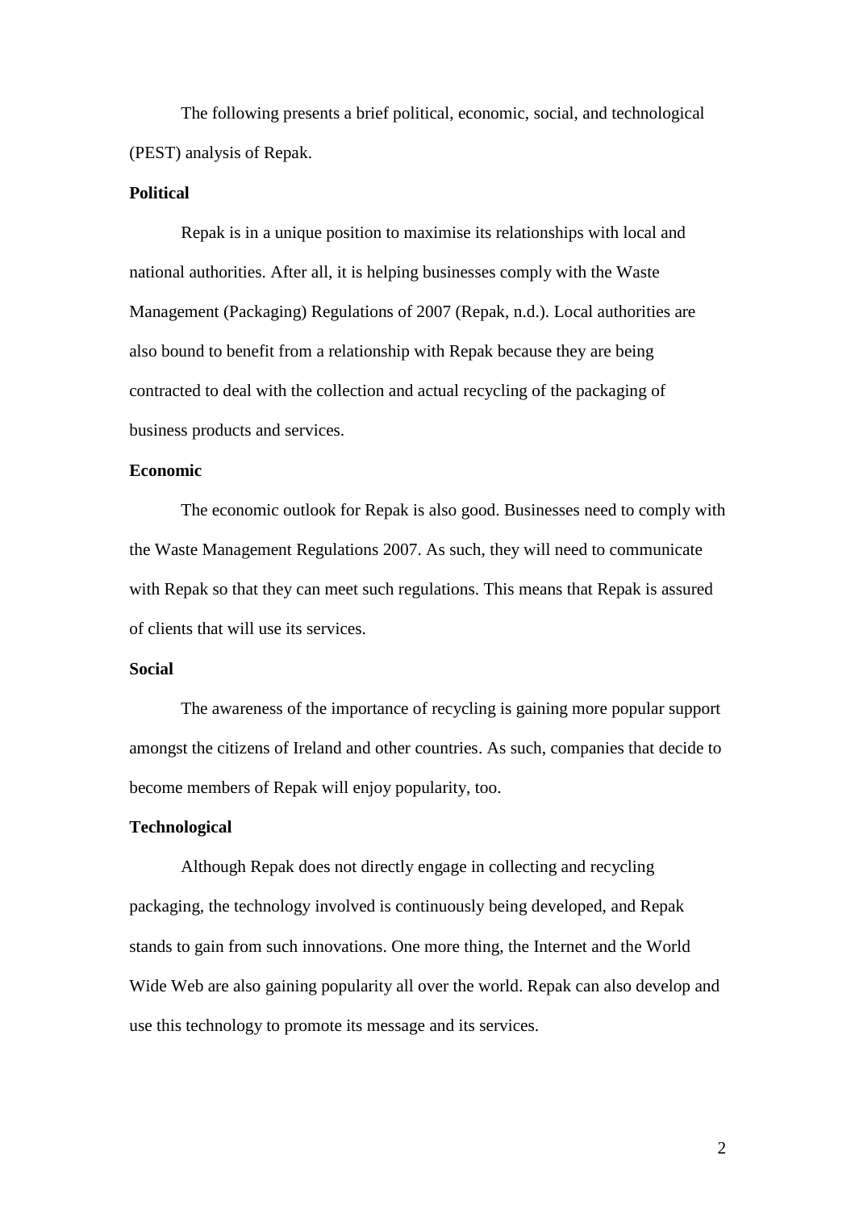The following presents a brief political, economic, social, and technological (PEST) analysis of Repak.

**Political**

Repak is in a unique position to maximise its relationships with local and national authorities. After all, it is helping businesses comply with the Waste Management (Packaging) Regulations of 2007 (Repak, n.d.). Local authorities are also bound to benefit from a relationship with Repak because they are being contracted to deal with the collection and actual recycling of the packaging of business products and services.

**Economic**

The economic outlook for Repak is also good. Businesses need to comply with the Waste Management Regulations 2007. As such, they will need to communicate with Repak so that they can meet such regulations. This means that Repak is assured of clients that will use its services.

**Social**

The awareness of the importance of recycling is gaining more popular support amongst the citizens of Ireland and other countries. As such, companies that decide to become members of Repak will enjoy popularity, too.

**Technological**

Although Repak does not directly engage in collecting and recycling packaging, the technology involved is continuously being developed, and Repak stands to gain from such innovations. One more thing, the Internet and the World Wide Web are also gaining popularity all over the world. Repak can also develop and use this technology to promote its message and its services.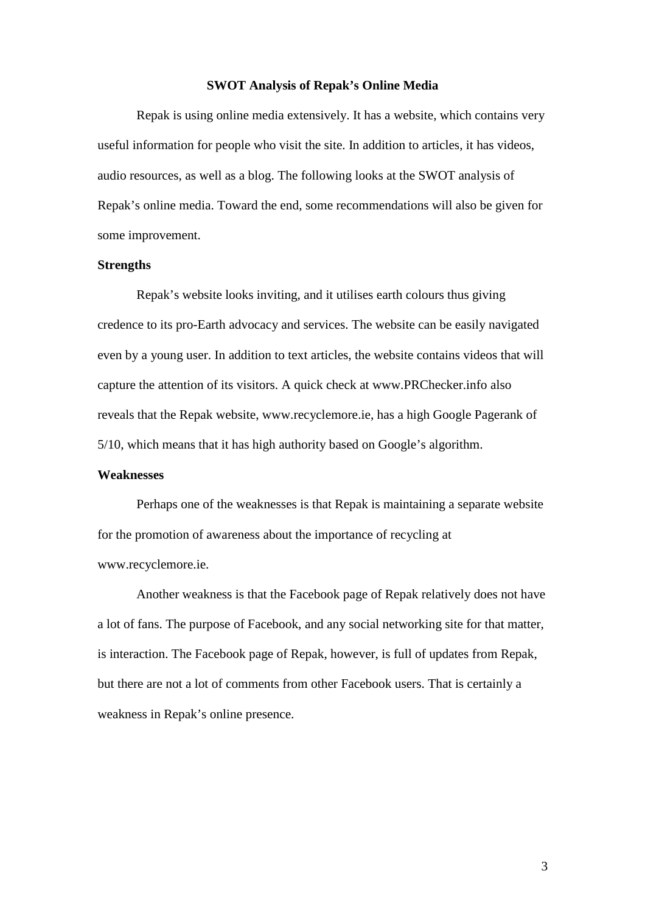# SWOT Analysis of Repak's Online Media

Repak is using online media extensively. It has a website, which contains very useful information for people who visit the site. In addition to articles, it has videos, audio resources, as well as a blog. The following looks at the SWOT analysis of Repak's online media. Toward the end, some recommendations will also be given for some improvement.

## Strengths

Repak's website looks inviting, and it utilises earth colours thus giving credence to its pro-Earth advocacy and services. The website can be easily navigated even by a young user. In addition to text articles, the website contains videos that will capture the attention of its visitors. A quick check at www.PRChecker.info also reveals that the Repak website, www.recyclemore.ie, has a high Google Pagerank of 5/10, which means that it has high authority based on Google's algorithm.

## Weaknesses

Perhaps one of the weaknesses is that Repak is maintaining a separate website for the promotion of awareness about the importance of recycling at www.recyclemore.ie.

Another weakness is that the Facebook page of Repak relatively does not have a lot of fans. The purpose of Facebook, and any social networking site for that matter, is interaction. The Facebook page of Repak, however, is full of updates from Repak, but there are not a lot of comments from other Facebook users. That is certainly a weakness in Repak's online presence.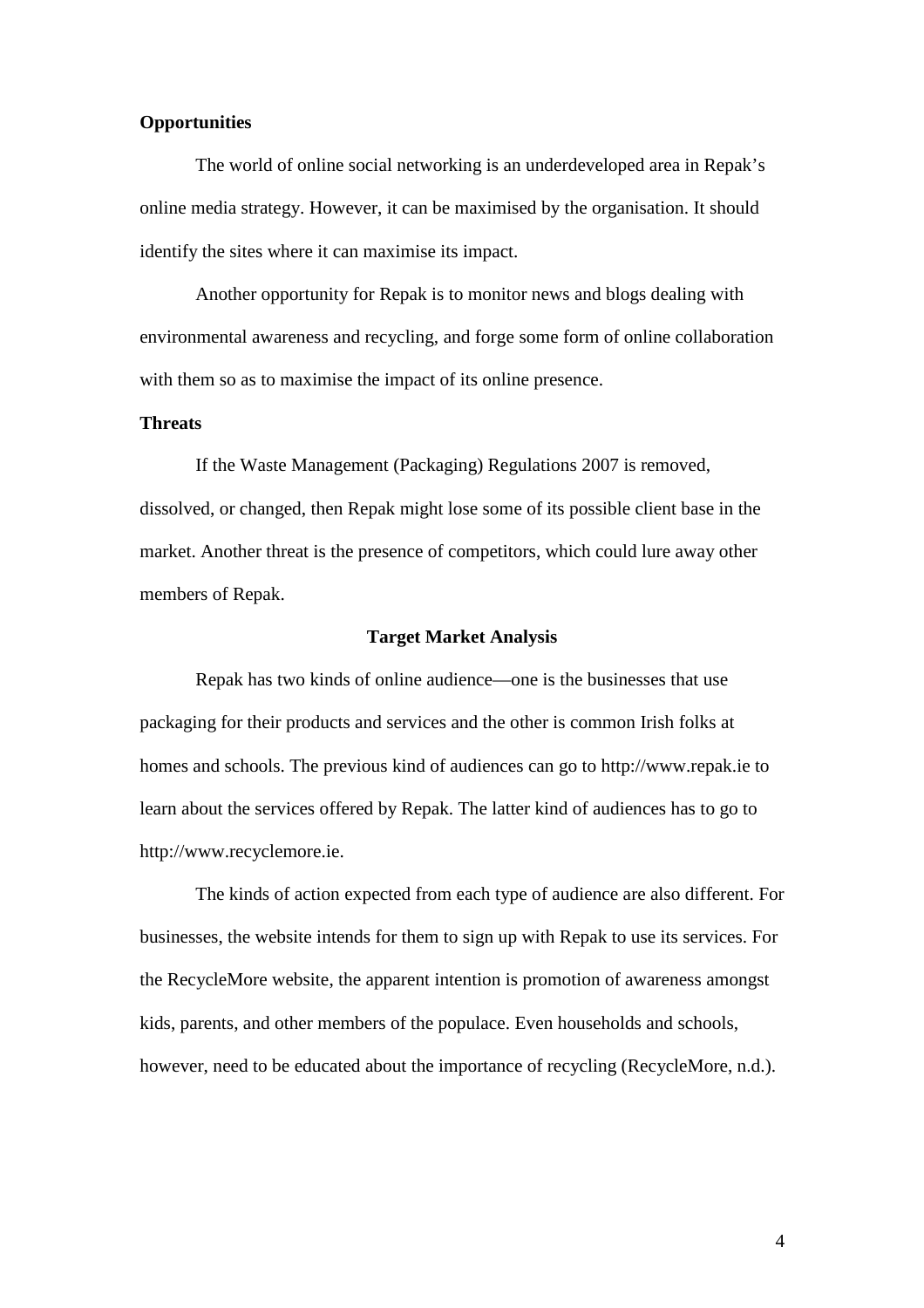**Opportunities**

The world of online social networking is an underdeveloped area in Repak's online media strategy. However, it can be maximised by the organisation. It should identify the sites where it can maximise its impact.

Another opportunity for Repak is to monitor news and blogs dealing with environmental awareness and recycling, and forge some form of online collaboration with them so as to maximise the impact of its online presence.

**Threats**

If the Waste Management (Packaging) Regulations 2007 is removed, dissolved, or changed, then Repak might lose some of its possible client base in the market. Another threat is the presence of competitors, which could lure away other members of Repak.

## Target Market Analysis

Repak has two kinds of online audience—one is the businesses that use packaging for their products and services and the other is common Irish folks at homes and schools. The previous kind of audiences can go to http://www.repak.ie to learn about the services offered by Repak. The latter kind of audiences has to go to http://www.recyclemore.ie.

The kinds of action expected from each type of audience are also different. For businesses, the website intends for them to sign up with Repak to use its services. For the RecycleMore website, the apparent intention is promotion of awareness amongst kids, parents, and other members of the populace. Even households and schools, however, need to be educated about the importance of recycling (RecycleMore, n.d.).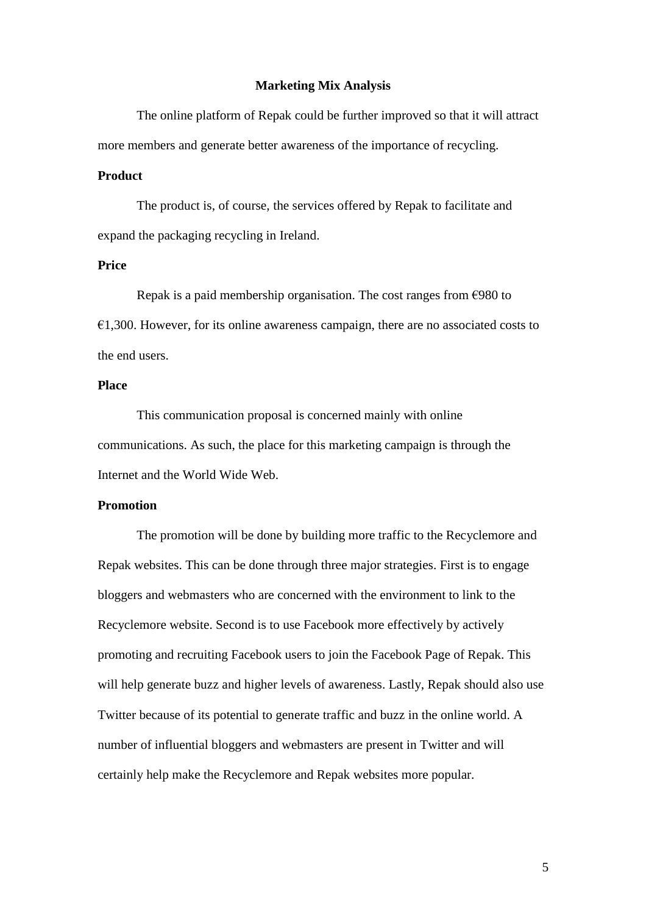## Marketing Mix Analysis

The online platform of Repak could be further improved so that it will attract more members and generate better awareness of the importance of recycling.

### Product

The product is, of course, the services offered by Repak to facilitate and expand the packaging recycling in Ireland.

### Price

Repak is a paid membership organisation. The cost ranges from €980 to €1,300. However, for its online awareness campaign, there are no associated costs to the end users.

### Place

This communication proposal is concerned mainly with online communications. As such, the place for this marketing campaign is through the Internet and the World Wide Web.

### Promotion

The promotion will be done by building more traffic to the Recyclemore and Repak websites. This can be done through three major strategies. First is to engage bloggers and webmasters who are concerned with the environment to link to the Recyclemore website. Second is to use Facebook more effectively by actively promoting and recruiting Facebook users to join the Facebook Page of Repak. This will help generate buzz and higher levels of awareness. Lastly, Repak should also use Twitter because of its potential to generate traffic and buzz in the online world. A number of influential bloggers and webmasters are present in Twitter and will certainly help make the Recyclemore and Repak websites more popular.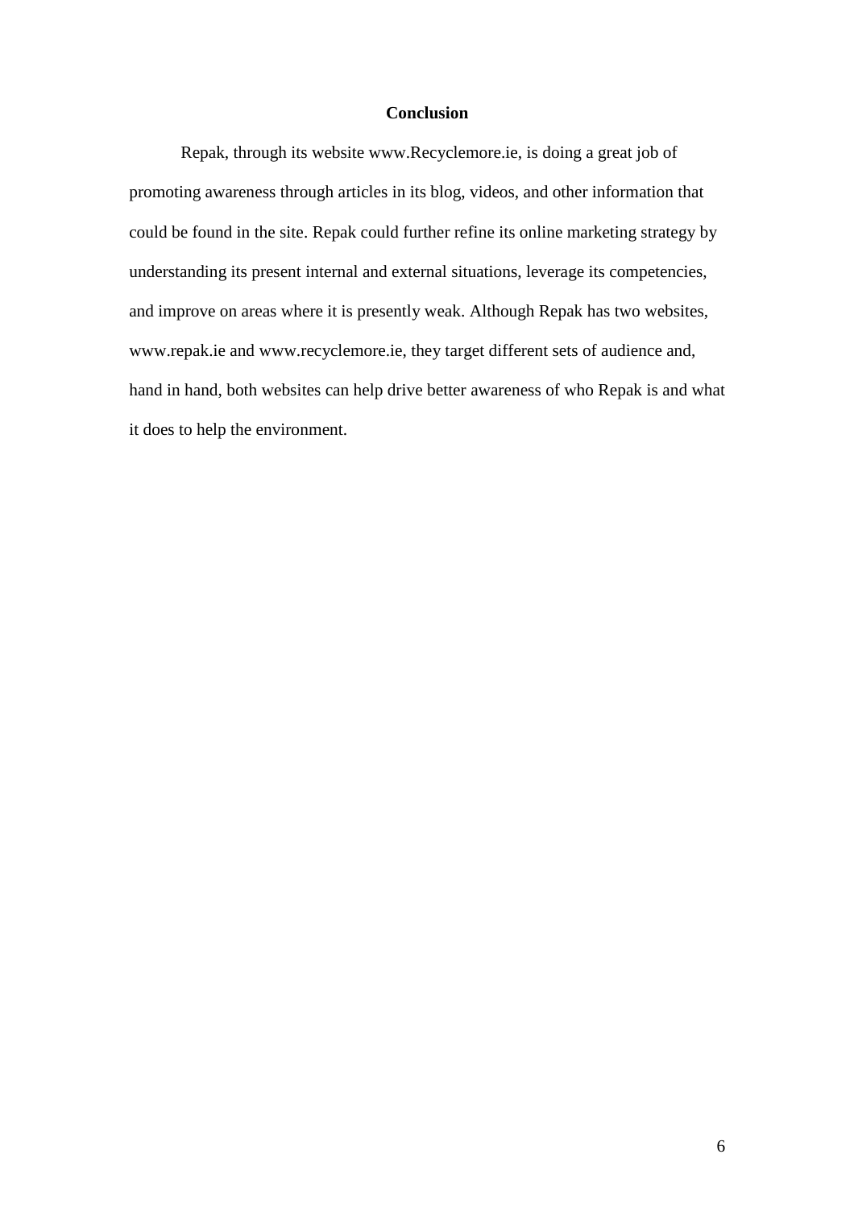# Conclusion

Repak, through its website www.Recyclemore.ie, is doing a great job of promoting awareness through articles in its blog, videos, and other information that could be found in the site. Repak could further refine its online marketing strategy by understanding its present internal and external situations, leverage its competencies, and improve on areas where it is presently weak. Although Repak has two websites, www.repak.ie and www.recyclemore.ie, they target different sets of audience and, hand in hand, both websites can help drive better awareness of who Repak is and what it does to help the environment.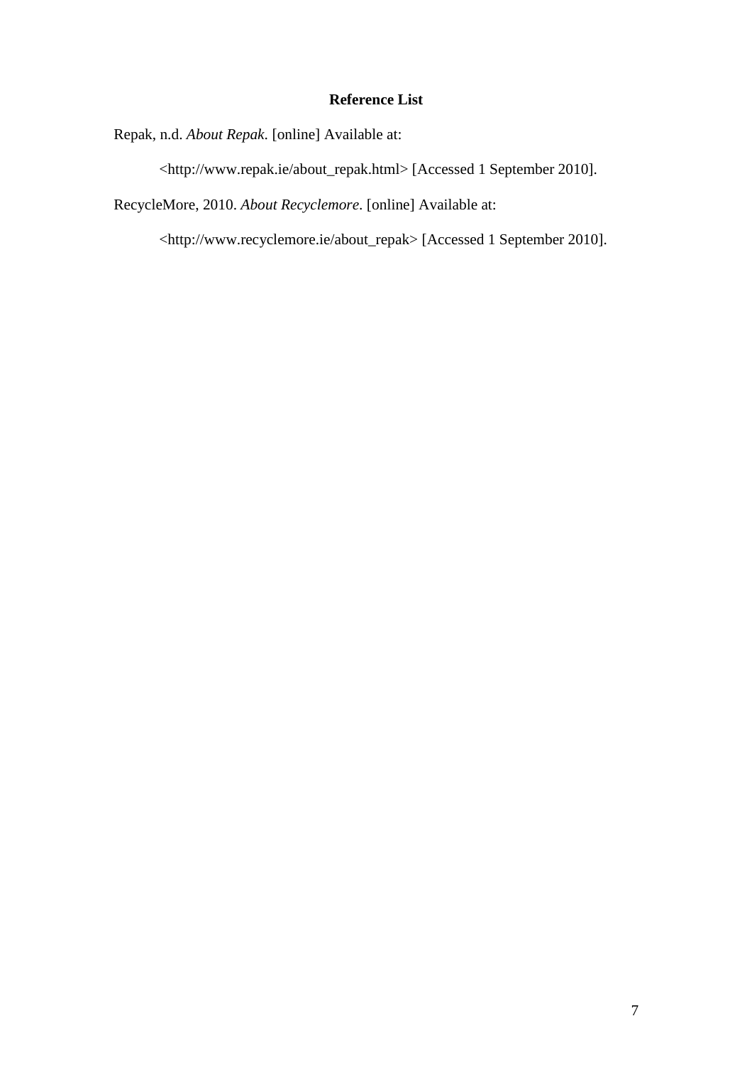# Reference List

Repak, n.d. *About Repak*. [online] Available at:

<http://www.repak.ie/about_repak.html> [Accessed 1 September 2010].

RecycleMore, 2010. *About Recyclemore*. [online] Available at:

<http://www.recyclemore.ie/about_repak> [Accessed 1 September 2010].